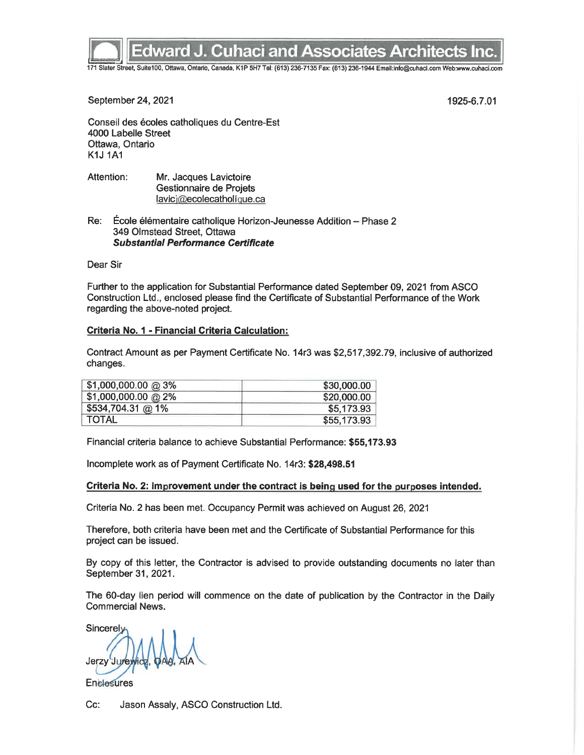# Edward J. Cuhaci and Associates Architects Inc.

171 Slater Street, Suite100, Ottawa, Ontario, Canada, K1P 5H7 Tel: (613) 236-7135 Fax: (613) 236-1944 Email:info@cuhaci.com Web:www.cuhaci.com

September 24, 2021

1925-6.7.01

Conseil des écoles catholiques du Centre-Est
4000 Labelle Street
Ottawa, Ontario
K1J 1A1

Attention: Mr. Jacques Lavictoire
Gestionnaire de Projets
lavicj@ecolecatholique.ca

Re: École élémentaire catholique Horizon-Jeunesse Addition – Phase 2
349 Olmstead Street, Ottawa
***Substantial Performance Certificate***

Dear Sir

Further to the application for Substantial Performance dated September 09, 2021 from ASCO Construction Ltd., enclosed please find the Certificate of Substantial Performance of the Work regarding the above-noted project.

**Criteria No. 1 - Financial Criteria Calculation:**

Contract Amount as per Payment Certificate No. 14r3 was $2,517,392.79, inclusive of authorized changes.

| | |
|---|---|
| $1,000,000.00 @ 3% | $30,000.00 |
| $1,000,000.00 @ 2% | $20,000.00 |
| $534,704.31 @ 1% | $5,173.93 |
| TOTAL | $55,173.93 |

Financial criteria balance to achieve Substantial Performance: **$55,173.93**

Incomplete work as of Payment Certificate No. 14r3: **$28,498.51**

**Criteria No. 2: Improvement under the contract is being used for the purposes intended.**

Criteria No. 2 has been met. Occupancy Permit was achieved on August 26, 2021

Therefore, both criteria have been met and the Certificate of Substantial Performance for this project can be issued.

By copy of this letter, the Contractor is advised to provide outstanding documents no later than September 31, 2021.

The 60-day lien period will commence on the date of publication by the Contractor in the Daily Commercial News.

Sincerely

Jerzy Jurewicz, OAA, AIA

Enclosures

Cc: Jason Assaly, ASCO Construction Ltd.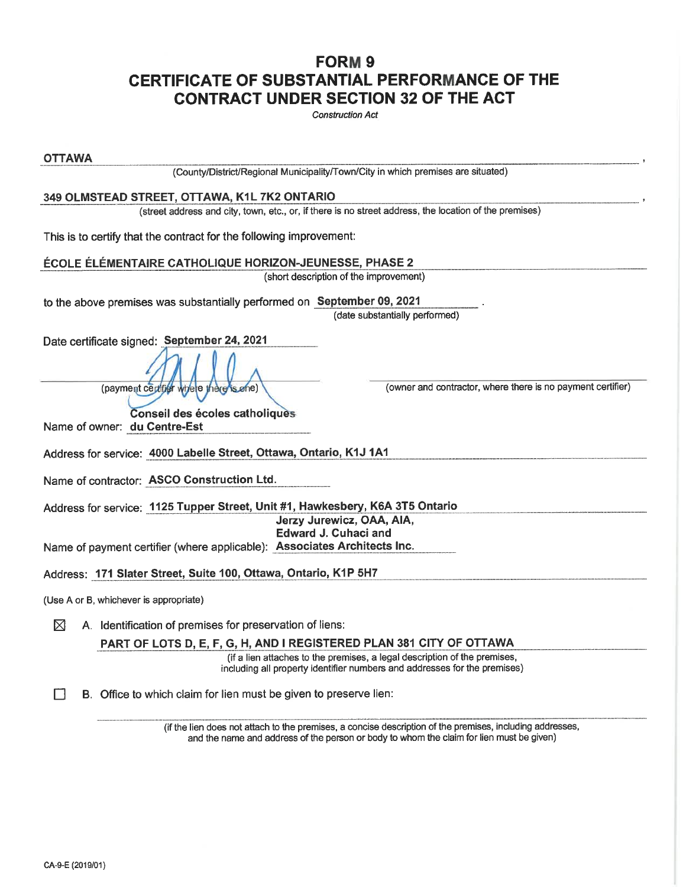# FORM 9
# CERTIFICATE OF SUBSTANTIAL PERFORMANCE OF THE CONTRACT UNDER SECTION 32 OF THE ACT

*Construction Act*

**OTTAWA**,
(County/District/Regional Municipality/Town/City in which premises are situated)

**349 OLMSTEAD STREET, OTTAWA, K1L 7K2 ONTARIO**,
(street address and city, town, etc., or, if there is no street address, the location of the premises)

This is to certify that the contract for the following improvement:

**ÉCOLE ÉLÉMENTAIRE CATHOLIQUE HORIZON-JEUNESSE, PHASE 2**
(short description of the improvement)

to the above premises was substantially performed on **September 09, 2021**.
(date substantially performed)

Date certificate signed: **September 24, 2021**

(payment certifier where there is one) (owner and contractor, where there is no payment certifier)

Name of owner: **Conseil des écoles catholiques du Centre-Est**

Address for service: **4000 Labelle Street, Ottawa, Ontario, K1J 1A1**

Name of contractor: **ASCO Construction Ltd.**

Address for service: **1125 Tupper Street, Unit #1, Hawkesbery, K6A 3T5 Ontario**

Name of payment certifier (where applicable): **Jerzy Jurewicz, OAA, AIA, Edward J. Cuhaci and Associates Architects Inc.**

Address: **171 Slater Street, Suite 100, Ottawa, Ontario, K1P 5H7**

(Use A or B, whichever is appropriate)

☒ A. Identification of premises for preservation of liens:

**PART OF LOTS D, E, F, G, H, AND I REGISTERED PLAN 381 CITY OF OTTAWA**
(if a lien attaches to the premises, a legal description of the premises, including all property identifier numbers and addresses for the premises)

☐ B. Office to which claim for lien must be given to preserve lien:

(if the lien does not attach to the premises, a concise description of the premises, including addresses, and the name and address of the person or body to whom the claim for lien must be given)

CA-9-E (2019/01)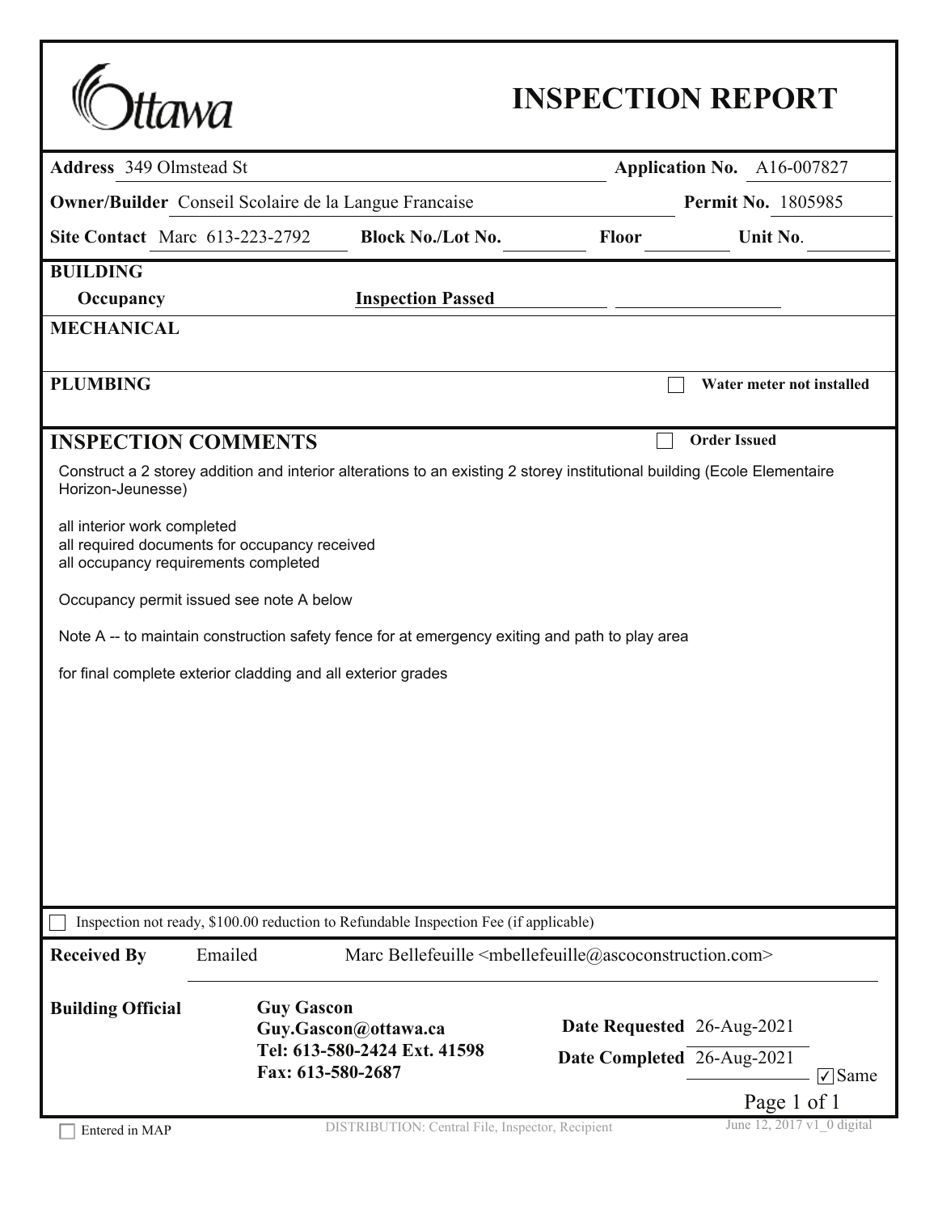Ottawa

# INSPECTION REPORT

**Address** 349 Olmstead St **Application No.** A16-007827

**Owner/Builder** Conseil Scolaire de la Langue Francaise **Permit No.** 1805985

**Site Contact** Marc 613-223-2792 **Block No./Lot No.** **Floor** **Unit No.**

**BUILDING**

**Occupancy** **Inspection Passed**

**MECHANICAL**

**PLUMBING** ☐ **Water meter not installed**

## INSPECTION COMMENTS

☐ **Order Issued**

Construct a 2 storey addition and interior alterations to an existing 2 storey institutional building (Ecole Elementaire Horizon-Jeunesse)

all interior work completed
all required documents for occupancy received
all occupancy requirements completed

Occupancy permit issued see note A below

Note A -- to maintain construction safety fence for at emergency exiting and path to play area

for final complete exterior cladding and all exterior grades

☐ Inspection not ready, $100.00 reduction to Refundable Inspection Fee (if applicable)

**Received By** Emailed Marc Bellefeuille <mbellefeuille@ascoconstruction.com>

**Building Official** **Guy Gascon**
**Guy.Gascon@ottawa.ca**
**Tel: 613-580-2424 Ext. 41598**
**Fax: 613-580-2687**

**Date Requested** 26-Aug-2021
**Date Completed** 26-Aug-2021 ☑ Same

☐ Entered in MAP

DISTRIBUTION: Central File, Inspector, Recipient

June 12, 2017 v1_0 digital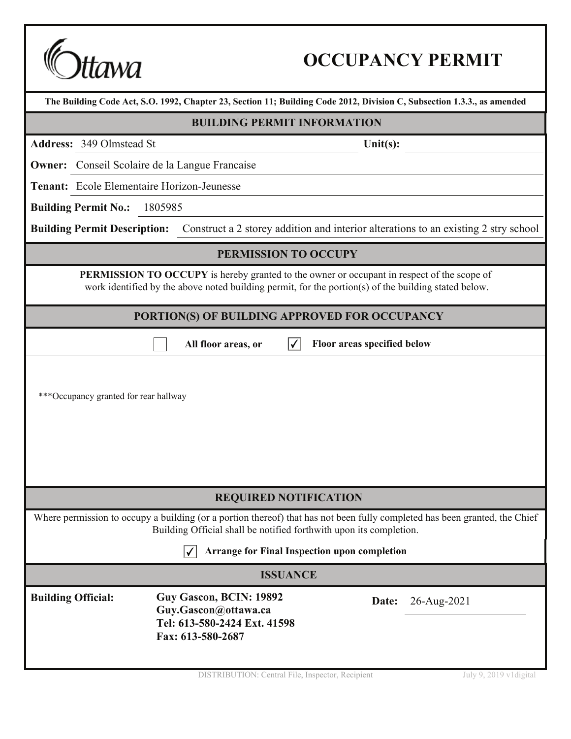# OCCUPANCY PERMIT

Ottawa

**The Building Code Act, S.O. 1992, Chapter 23, Section 11; Building Code 2012, Division C, Subsection 1.3.3., as amended**

## BUILDING PERMIT INFORMATION

**Address:** 349 Olmstead St  **Unit(s):**

**Owner:** Conseil Scolaire de la Langue Francaise

**Tenant:** Ecole Elementaire Horizon-Jeunesse

**Building Permit No.:** 1805985

**Building Permit Description:** Construct a 2 storey addition and interior alterations to an existing 2 stry school

## PERMISSION TO OCCUPY

**PERMISSION TO OCCUPY** is hereby granted to the owner or occupant in respect of the scope of work identified by the above noted building permit, for the portion(s) of the building stated below.

## PORTION(S) OF BUILDING APPROVED FOR OCCUPANCY

☐ **All floor areas, or** ☑ **Floor areas specified below**

***Occupancy granted for rear hallway

## REQUIRED NOTIFICATION

Where permission to occupy a building (or a portion thereof) that has not been fully completed has been granted, the Chief Building Official shall be notified forthwith upon its completion.

☑ **Arrange for Final Inspection upon completion**

## ISSUANCE

**Building Official:** **Guy Gascon, BCIN: 19892**
**Guy.Gascon@ottawa.ca**
**Tel: 613-580-2424 Ext. 41598**
**Fax: 613-580-2687**

**Date:** 26-Aug-2021

DISTRIBUTION: Central File, Inspector, Recipient

July 9, 2019 v1digital